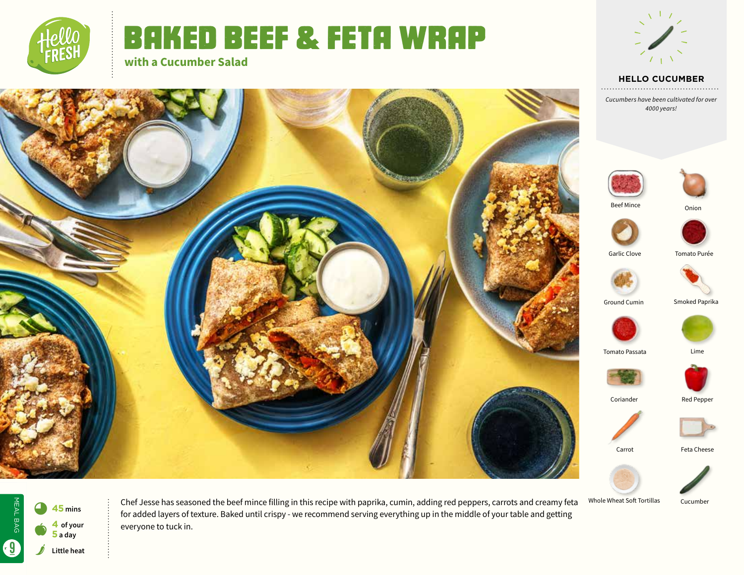# BAKED BEEF & FETA WRAP

## with a Cucumber Salad

### HELLO CUCUMBER

*Cucumbers have been cultivated for over 4000 years!*

- Beef Mince
- Onion
- Garlic Clove
- Tomato Purée
- Ground Cumin
- Smoked Paprika
- Tomato Passata
- Lime
- Coriander
- Red Pepper
- Carrot
- Feta Cheese
- Whole Wheat Soft Tortillas
- Cucumber

MEAL BAG 9

45 mins

4 of your 5 a day

Little heat

Chef Jesse has seasoned the beef mince filling in this recipe with paprika, cumin, adding red peppers, carrots and creamy feta for added layers of texture. Baked until crispy - we recommend serving everything up in the middle of your table and getting everyone to tuck in.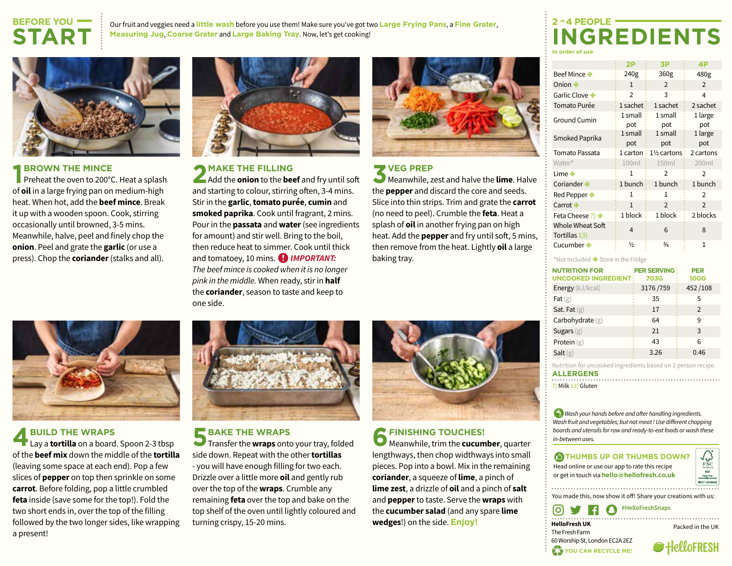# BEFORE YOU START

Our fruit and veggies need a **little wash** before you use them! Make sure you've got two **Large Frying Pans**, a **Fine Grater**, **Measuring Jug**, **Coarse Grater** and **Large Baking Tray**. Now, let's get cooking!

## 1 BROWN THE MINCE

Preheat the oven to 200°C. Heat a splash of **oil** in a large frying pan on medium-high heat. When hot, add the **beef mince**. Break it up with a wooden spoon. Cook, stirring occasionally until browned, 3-5 mins. Meanwhile, halve, peel and finely chop the **onion**. Peel and grate the **garlic** (or use a press). Chop the **coriander** (stalks and all).

## 2 MAKE THE FILLING

Add the **onion** to the **beef** and fry until soft and starting to colour, stirring often, 3-4 mins. Stir in the **garlic**, **tomato purée**, **cumin** and **smoked paprika**. Cook until fragrant, 2 mins. Pour in the **passata** and **water** (see ingredients for amount) and stir well. Bring to the boil, then reduce heat to simmer. Cook until thick and tomatoey, 10 mins. ***IMPORTANT:*** *The beef mince is cooked when it is no longer pink in the middle.* When ready, stir in **half** the **coriander**, season to taste and keep to one side.

## 3 VEG PREP

Meanwhile, zest and halve the **lime**. Halve the **pepper** and discard the core and seeds. Slice into thin strips. Trim and grate the **carrot** (no need to peel). Crumble the **feta**. Heat a splash of **oil** in another frying pan on high heat. Add the **pepper** and fry until soft, 5 mins, then remove from the heat. Lightly **oil** a large baking tray.

## 4 BUILD THE WRAPS

Lay a **tortilla** on a board. Spoon 2-3 tbsp of the **beef mix** down the middle of the **tortilla** (leaving some space at each end). Pop a few slices of **pepper** on top then sprinkle on some **carrot**. Before folding, pop a little crumbled **feta** inside (save some for the top!). Fold the two short ends in, over the top of the filling followed by the two longer sides, like wrapping a present!

## 5 BAKE THE WRAPS

Transfer the **wraps** onto your tray, folded side down. Repeat with the other **tortillas** - you will have enough filling for two each. Drizzle over a little more **oil** and gently rub over the top of the **wraps**. Crumble any remaining **feta** over the top and bake on the top shelf of the oven until lightly coloured and turning crispy, 15-20 mins.

## 6 FINISHING TOUCHES!

Meanwhile, trim the **cucumber**, quarter lengthways, then chop widthways into small pieces. Pop into a bowl. Mix in the remaining **coriander**, a squeeze of **lime**, a pinch of **lime zest**, a drizzle of **oil** and a pinch of **salt** and **pepper** to taste. Serve the **wraps** with the **cucumber salad** (and any spare **lime wedges**!) on the side. **Enjoy!**

# 2 - 4 PEOPLE INGREDIENTS

In order of use

| | 2P | 3P | 4P |
|---|---|---|---|
| Beef Mince ❉ | 240g | 360g | 480g |
| Onion ❉ | 1 | 2 | 2 |
| Garlic Clove ❉ | 2 | 3 | 4 |
| Tomato Purée | 1 sachet | 1 sachet | 2 sachet |
| Ground Cumin | 1 small pot | 1 small pot | 1 large pot |
| Smoked Paprika | 1 small pot | 1 small pot | 1 large pot |
| Tomato Passata | 1 carton | 1½ cartons | 2 cartons |
| Water* | 100ml | 150ml | 200ml |
| Lime ❉ | 1 | 2 | 2 |
| Coriander ❉ | 1 bunch | 1 bunch | 1 bunch |
| Red Pepper ❉ | 1 | 1 | 2 |
| Carrot ❉ | 1 | 2 | 2 |
| Feta Cheese 7) ❉ | 1 block | 1 block | 2 blocks |
| Whole Wheat Soft Tortillas 13) | 4 | 6 | 8 |
| Cucumber ❉ | ½ | ¾ | 1 |

*Not Included ❉ Store in the Fridge

| NUTRITION FOR UNCOOKED INGREDIENT | PER SERVING 703G | PER 100G |
|---|---|---|
| Energy (kJ/kcal) | 3176 /759 | 452 /108 |
| Fat (g) | 35 | 5 |
| Sat. Fat (g) | 17 | 2 |
| Carbohydrate (g) | 64 | 9 |
| Sugars (g) | 21 | 3 |
| Protein (g) | 43 | 6 |
| Salt (g) | 3.26 | 0.46 |

Nutrition for uncooked ingredients based on 2 person recipe.

## ALLERGENS

7) Milk 13) Gluten

*Wash your hands before and after handling ingredients. Wash fruit and vegetables; but not meat! Use different chopping boards and utensils for raw and ready-to-eat foods or wash these in-between uses.*

## THUMBS UP OR THUMBS DOWN?

Head online or use our app to rate this recipe or get in touch via **hello@hellofresh.co.uk**

You made this, now show it off! Share your creations with us:

#HelloFreshSnaps

**HelloFresh UK**
The Fresh Farm
60 Worship St, London EC2A 2EZ

Packed in the UK

YOU CAN RECYCLE ME!